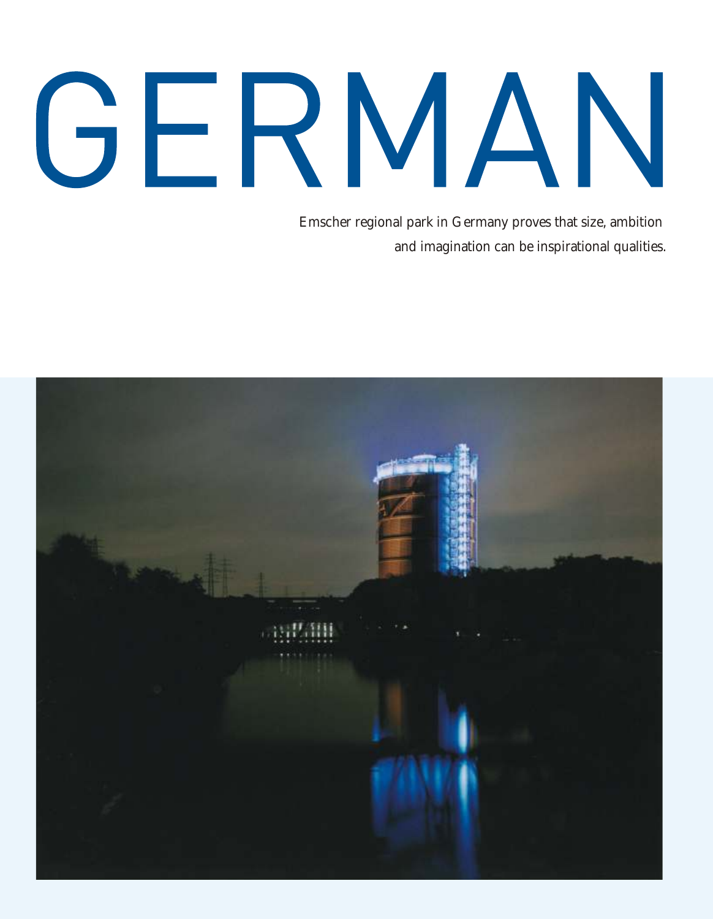# GERMAN

Emscher regional park in Germany proves that size, ambition and imagination can be inspirational qualities.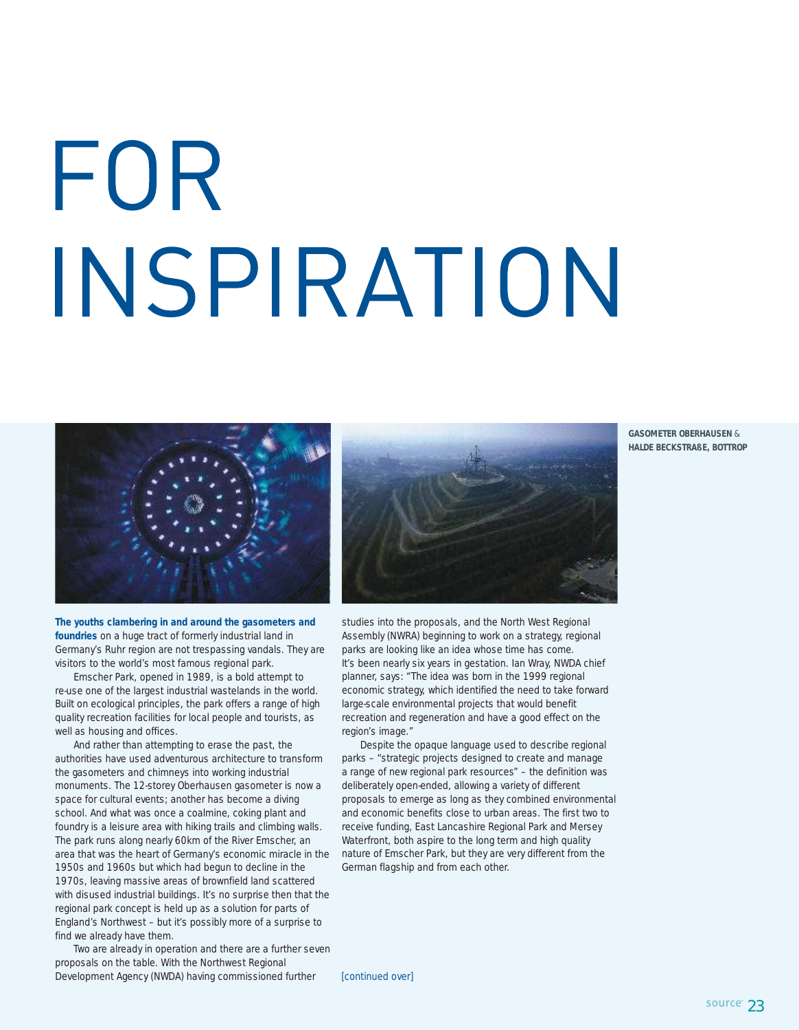# FOR INSPIRATION

**GASOMETER OBERHAUSEN** & **HALDE BECKSTRAßE, BOTTROP**

**The youths clambering in and around the gasometers and foundries** on a huge tract of formerly industrial land in Germany's Ruhr region are not trespassing vandals. They are visitors to the world's most famous regional park.

Emscher Park, opened in 1989, is a bold attempt to re-use one of the largest industrial wastelands in the world. Built on ecological principles, the park offers a range of high quality recreation facilities for local people and tourists, as well as housing and offices.

And rather than attempting to erase the past, the authorities have used adventurous architecture to transform the gasometers and chimneys into working industrial monuments. The 12-storey Oberhausen gasometer is now a space for cultural events; another has become a diving school. And what was once a coalmine, coking plant and foundry is a leisure area with hiking trails and climbing walls. The park runs along nearly 60km of the River Emscher, an area that was the heart of Germany's economic miracle in the 1950s and 1960s but which had begun to decline in the 1970s, leaving massive areas of brownfield land scattered with disused industrial buildings. It's no surprise then that the regional park concept is held up as a solution for parts of England's Northwest – but it's possibly more of a surprise to find we already have them.

Two are already in operation and there are a further seven proposals on the table. With the Northwest Regional Development Agency (NWDA) having commissioned further studies into the proposals, and the North West Regional Assembly (NWRA) beginning to work on a strategy, regional parks are looking like an idea whose time has come. It's been nearly six years in gestation. Ian Wray, NWDA chief planner, says: "The idea was born in the 1999 regional economic strategy, which identified the need to take forward large-scale environmental projects that would benefit recreation and regeneration and have a good effect on the region's image."

Despite the opaque language used to describe regional parks – "strategic projects designed to create and manage a range of new regional park resources" – the definition was deliberately open-ended, allowing a variety of different proposals to emerge as long as they combined environmental and economic benefits close to urban areas. The first two to receive funding, East Lancashire Regional Park and Mersey Waterfront, both aspire to the long term and high quality nature of Emscher Park, but they are very different from the German flagship and from each other.

[continued over]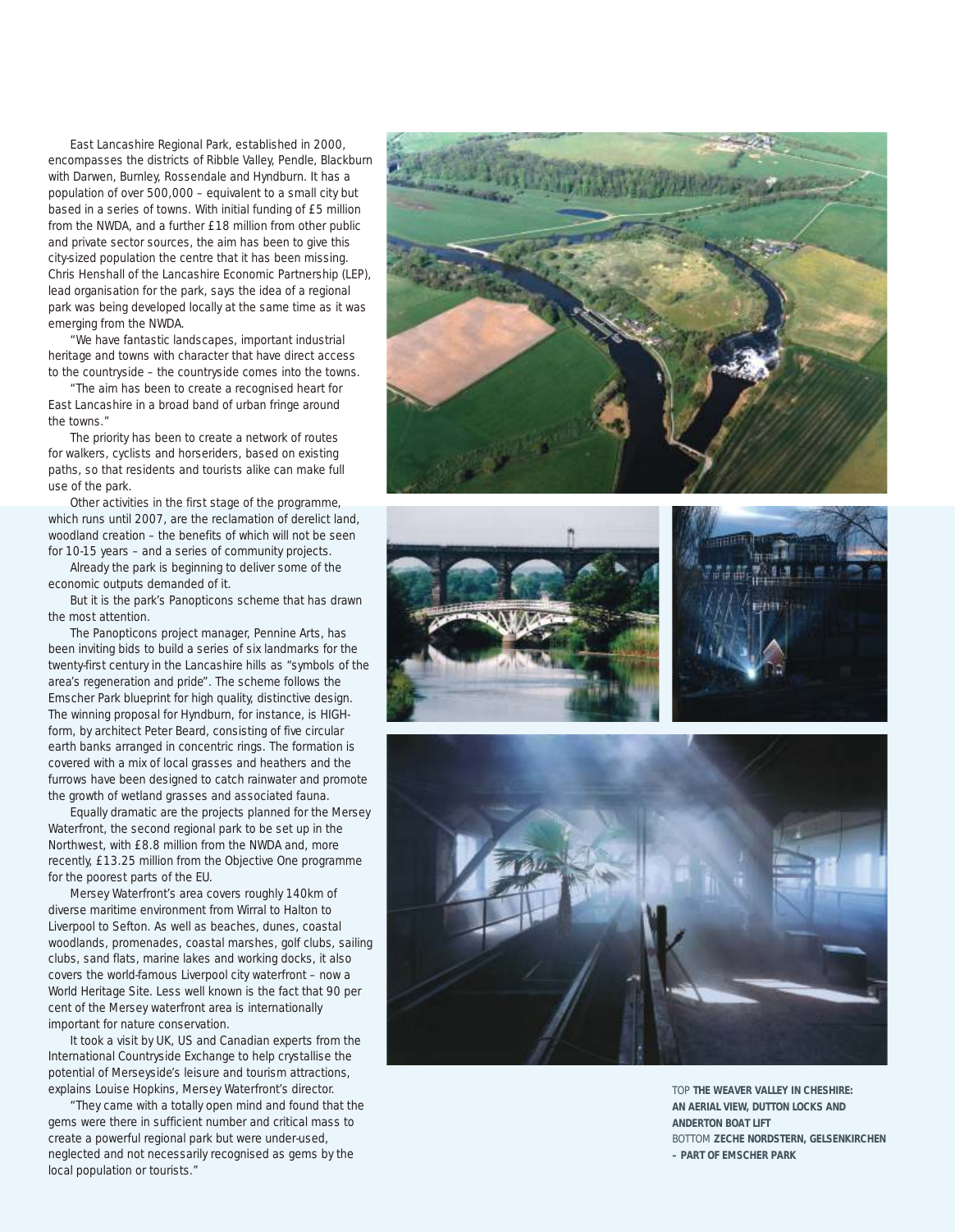East Lancashire Regional Park, established in 2000, encompasses the districts of Ribble Valley, Pendle, Blackburn with Darwen, Burnley, Rossendale and Hyndburn. It has a population of over 500,000 – equivalent to a small city but based in a series of towns. With initial funding of £5 million from the NWDA, and a further £18 million from other public and private sector sources, the aim has been to give this city-sized population the centre that it has been missing. Chris Henshall of the Lancashire Economic Partnership (LEP), lead organisation for the park, says the idea of a regional park was being developed locally at the same time as it was emerging from the NWDA.

"We have fantastic landscapes, important industrial heritage and towns with character that have direct access to the countryside – the countryside comes into the towns.

"The aim has been to create a recognised heart for East Lancashire in a broad band of urban fringe around the towns."

The priority has been to create a network of routes for walkers, cyclists and horseriders, based on existing paths, so that residents and tourists alike can make full use of the park.

Other activities in the first stage of the programme, which runs until 2007, are the reclamation of derelict land, woodland creation – the benefits of which will not be seen for 10-15 years – and a series of community projects.

Already the park is beginning to deliver some of the economic outputs demanded of it.

But it is the park's Panopticons scheme that has drawn the most attention.

The Panopticons project manager, Pennine Arts, has been inviting bids to build a series of six landmarks for the twenty-first century in the Lancashire hills as "symbols of the area's regeneration and pride". The scheme follows the Emscher Park blueprint for high quality, distinctive design. The winning proposal for Hyndburn, for instance, is HIGH-form, by architect Peter Beard, consisting of five circular earth banks arranged in concentric rings. The formation is covered with a mix of local grasses and heathers and the furrows have been designed to catch rainwater and promote the growth of wetland grasses and associated fauna.

Equally dramatic are the projects planned for the Mersey Waterfront, the second regional park to be set up in the Northwest, with £8.8 million from the NWDA and, more recently, £13.25 million from the Objective One programme for the poorest parts of the EU.

Mersey Waterfront's area covers roughly 140km of diverse maritime environment from Wirral to Halton to Liverpool to Sefton. As well as beaches, dunes, coastal woodlands, promenades, coastal marshes, golf clubs, sailing clubs, sand flats, marine lakes and working docks, it also covers the world-famous Liverpool city waterfront – now a World Heritage Site. Less well known is the fact that 90 per cent of the Mersey waterfront area is internationally important for nature conservation.

It took a visit by UK, US and Canadian experts from the International Countryside Exchange to help crystallise the potential of Merseyside's leisure and tourism attractions, explains Louise Hopkins, Mersey Waterfront's director.

"They came with a totally open mind and found that the gems were there in sufficient number and critical mass to create a powerful regional park but were under-used, neglected and not necessarily recognised as gems by the local population or tourists."

TOP **THE WEAVER VALLEY IN CHESHIRE: AN AERIAL VIEW, DUTTON LOCKS AND ANDERTON BOAT LIFT**
BOTTOM **ZECHE NORDSTERN, GELSENKIRCHEN – PART OF EMSCHER PARK**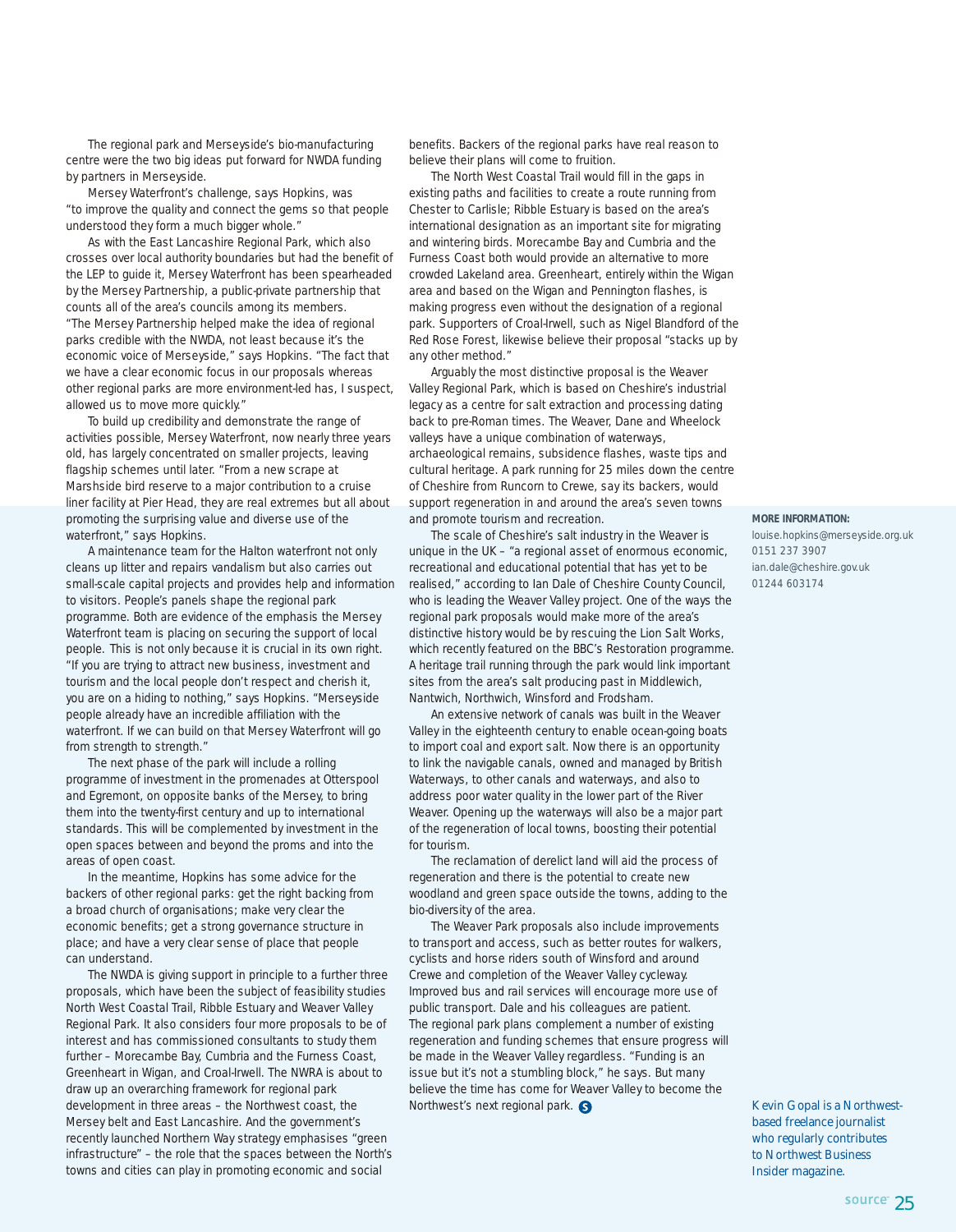The regional park and Merseyside's bio-manufacturing centre were the two big ideas put forward for NWDA funding by partners in Merseyside.

Mersey Waterfront's challenge, says Hopkins, was "to improve the quality and connect the gems so that people understood they form a much bigger whole."

As with the East Lancashire Regional Park, which also crosses over local authority boundaries but had the benefit of the LEP to guide it, Mersey Waterfront has been spearheaded by the Mersey Partnership, a public-private partnership that counts all of the area's councils among its members. "The Mersey Partnership helped make the idea of regional parks credible with the NWDA, not least because it's the economic voice of Merseyside," says Hopkins. "The fact that we have a clear economic focus in our proposals whereas other regional parks are more environment-led has, I suspect, allowed us to move more quickly."

To build up credibility and demonstrate the range of activities possible, Mersey Waterfront, now nearly three years old, has largely concentrated on smaller projects, leaving flagship schemes until later. "From a new scrape at Marshside bird reserve to a major contribution to a cruise liner facility at Pier Head, they are real extremes but all about promoting the surprising value and diverse use of the waterfront," says Hopkins.

A maintenance team for the Halton waterfront not only cleans up litter and repairs vandalism but also carries out small-scale capital projects and provides help and information to visitors. People's panels shape the regional park programme. Both are evidence of the emphasis the Mersey Waterfront team is placing on securing the support of local people. This is not only because it is crucial in its own right. "If you are trying to attract new business, investment and tourism and the local people don't respect and cherish it, you are on a hiding to nothing," says Hopkins. "Merseyside people already have an incredible affiliation with the waterfront. If we can build on that Mersey Waterfront will go from strength to strength."

The next phase of the park will include a rolling programme of investment in the promenades at Otterspool and Egremont, on opposite banks of the Mersey, to bring them into the twenty-first century and up to international standards. This will be complemented by investment in the open spaces between and beyond the proms and into the areas of open coast.

In the meantime, Hopkins has some advice for the backers of other regional parks: get the right backing from a broad church of organisations; make very clear the economic benefits; get a strong governance structure in place; and have a very clear sense of place that people can understand.

The NWDA is giving support in principle to a further three proposals, which have been the subject of feasibility studies North West Coastal Trail, Ribble Estuary and Weaver Valley Regional Park. It also considers four more proposals to be of interest and has commissioned consultants to study them further – Morecambe Bay, Cumbria and the Furness Coast, Greenheart in Wigan, and Croal-Irwell. The NWRA is about to draw up an overarching framework for regional park development in three areas – the Northwest coast, the Mersey belt and East Lancashire. And the government's recently launched Northern Way strategy emphasises "green infrastructure" – the role that the spaces between the North's towns and cities can play in promoting economic and social benefits. Backers of the regional parks have real reason to believe their plans will come to fruition.

The North West Coastal Trail would fill in the gaps in existing paths and facilities to create a route running from Chester to Carlisle; Ribble Estuary is based on the area's international designation as an important site for migrating and wintering birds. Morecambe Bay and Cumbria and the Furness Coast both would provide an alternative to more crowded Lakeland area. Greenheart, entirely within the Wigan area and based on the Wigan and Pennington flashes, is making progress even without the designation of a regional park. Supporters of Croal-Irwell, such as Nigel Blandford of the Red Rose Forest, likewise believe their proposal "stacks up by any other method."

Arguably the most distinctive proposal is the Weaver Valley Regional Park, which is based on Cheshire's industrial legacy as a centre for salt extraction and processing dating back to pre-Roman times. The Weaver, Dane and Wheelock valleys have a unique combination of waterways, archaeological remains, subsidence flashes, waste tips and cultural heritage. A park running for 25 miles down the centre of Cheshire from Runcorn to Crewe, say its backers, would support regeneration in and around the area's seven towns and promote tourism and recreation.

The scale of Cheshire's salt industry in the Weaver is unique in the UK – "a regional asset of enormous economic, recreational and educational potential that has yet to be realised," according to Ian Dale of Cheshire County Council, who is leading the Weaver Valley project. One of the ways the regional park proposals would make more of the area's distinctive history would be by rescuing the Lion Salt Works, which recently featured on the BBC's Restoration programme. A heritage trail running through the park would link important sites from the area's salt producing past in Middlewich, Nantwich, Northwich, Winsford and Frodsham.

An extensive network of canals was built in the Weaver Valley in the eighteenth century to enable ocean-going boats to import coal and export salt. Now there is an opportunity to link the navigable canals, owned and managed by British Waterways, to other canals and waterways, and also to address poor water quality in the lower part of the River Weaver. Opening up the waterways will also be a major part of the regeneration of local towns, boosting their potential for tourism.

The reclamation of derelict land will aid the process of regeneration and there is the potential to create new woodland and green space outside the towns, adding to the bio-diversity of the area.

The Weaver Park proposals also include improvements to transport and access, such as better routes for walkers, cyclists and horse riders south of Winsford and around Crewe and completion of the Weaver Valley cycleway. Improved bus and rail services will encourage more use of public transport. Dale and his colleagues are patient. The regional park plans complement a number of existing regeneration and funding schemes that ensure progress will be made in the Weaver Valley regardless. "Funding is an issue but it's not a stumbling block," he says. But many believe the time has come for Weaver Valley to become the Northwest's next regional park.

**MORE INFORMATION:**

louise.hopkins@merseyside.org.uk
0151 237 3907
ian.dale@cheshire.gov.uk
01244 603174

Kevin Gopal is a Northwest-based freelance journalist who regularly contributes to Northwest Business Insider magazine.